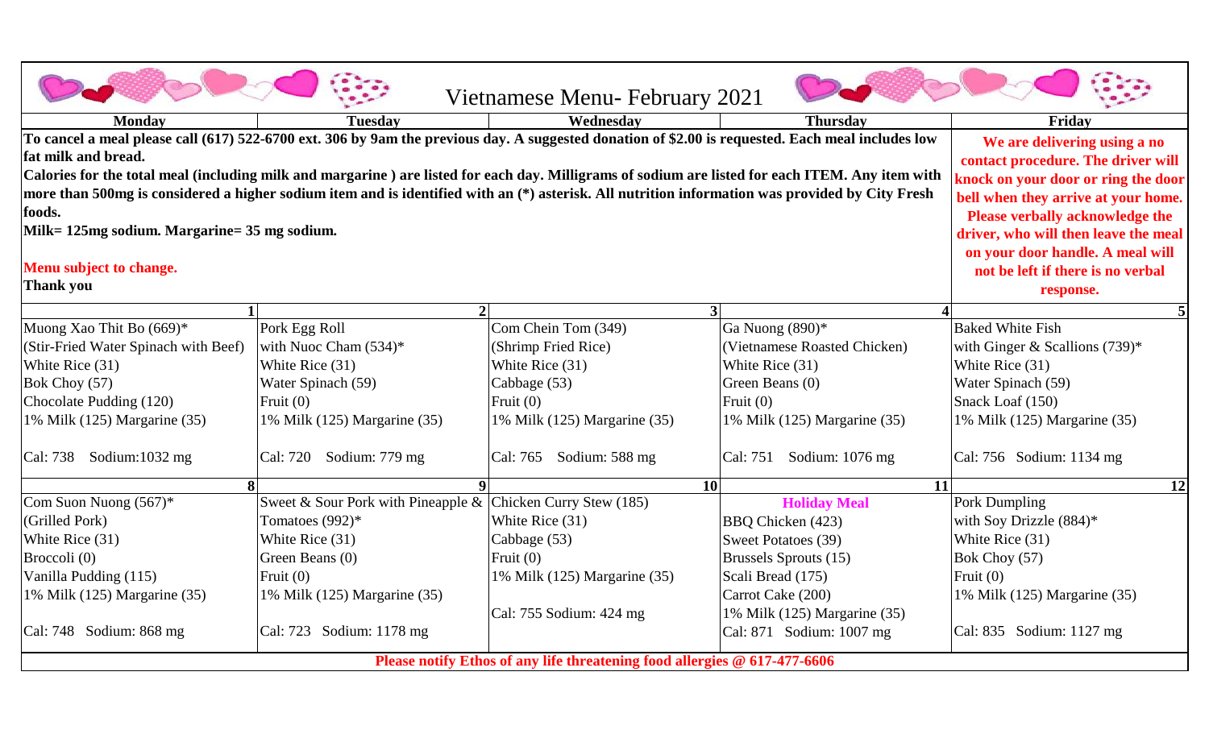# Vietnamese Menu- February 2021

| Monday | Tuesday | Wednesday | Thursday | Friday |
|---|---|---|---|---|
| **To cancel a meal please call (617) 522-6700 ext. 306 by 9am the previous day. A suggested donation of $2.00 is requested. Each meal includes low fat milk and bread.** **Calories for the total meal (including milk and margarine ) are listed for each day. Milligrams of sodium are listed for each ITEM. Any item with more than 500mg is considered a higher sodium item and is identified with an (*) asterisk. All nutrition information was provided by City Fresh foods.** **Milk= 125mg sodium. Margarine= 35 mg sodium.** **Menu subject to change.** **Thank you** | | | | **We are delivering using a no contact procedure. The driver will knock on your door or ring the door bell when they arrive at your home. Please verbally acknowledge the driver, who will then leave the meal on your door handle. A meal will not be left if there is no verbal response.** |
| **1** | **2** | **3** | **4** | **5** |
| Muong Xao Thit Bo (669)* (Stir-Fried Water Spinach with Beef) White Rice (31) Bok Choy (57) Chocolate Pudding (120) 1% Milk (125) Margarine (35) Cal: 738 Sodium:1032 mg | Pork Egg Roll with Nuoc Cham (534)* White Rice (31) Water Spinach (59) Fruit (0) 1% Milk (125) Margarine (35) Cal: 720 Sodium: 779 mg | Com Chein Tom (349) (Shrimp Fried Rice) White Rice (31) Cabbage (53) Fruit (0) 1% Milk (125) Margarine (35) Cal: 765 Sodium: 588 mg | Ga Nuong (890)* (Vietnamese Roasted Chicken) White Rice (31) Green Beans (0) Fruit (0) 1% Milk (125) Margarine (35) Cal: 751 Sodium: 1076 mg | Baked White Fish with Ginger & Scallions (739)* White Rice (31) Water Spinach (59) Snack Loaf (150) 1% Milk (125) Margarine (35) Cal: 756 Sodium: 1134 mg |
| **8** | **9** | **10** | **11** | **12** |
| Com Suon Nuong (567)* (Grilled Pork) White Rice (31) Broccoli (0) Vanilla Pudding (115) 1% Milk (125) Margarine (35) Cal: 748 Sodium: 868 mg | Sweet & Sour Pork with Pineapple & Tomatoes (992)* White Rice (31) Green Beans (0) Fruit (0) 1% Milk (125) Margarine (35) Cal: 723 Sodium: 1178 mg | Chicken Curry Stew (185) White Rice (31) Cabbage (53) Fruit (0) 1% Milk (125) Margarine (35) Cal: 755 Sodium: 424 mg | **Holiday Meal** BBQ Chicken (423) Sweet Potatoes (39) Brussels Sprouts (15) Scali Bread (175) Carrot Cake (200) 1% Milk (125) Margarine (35) Cal: 871 Sodium: 1007 mg | Pork Dumpling with Soy Drizzle (884)* White Rice (31) Bok Choy (57) Fruit (0) 1% Milk (125) Margarine (35) Cal: 835 Sodium: 1127 mg |

**Please notify Ethos of any life threatening food allergies @ 617-477-6606**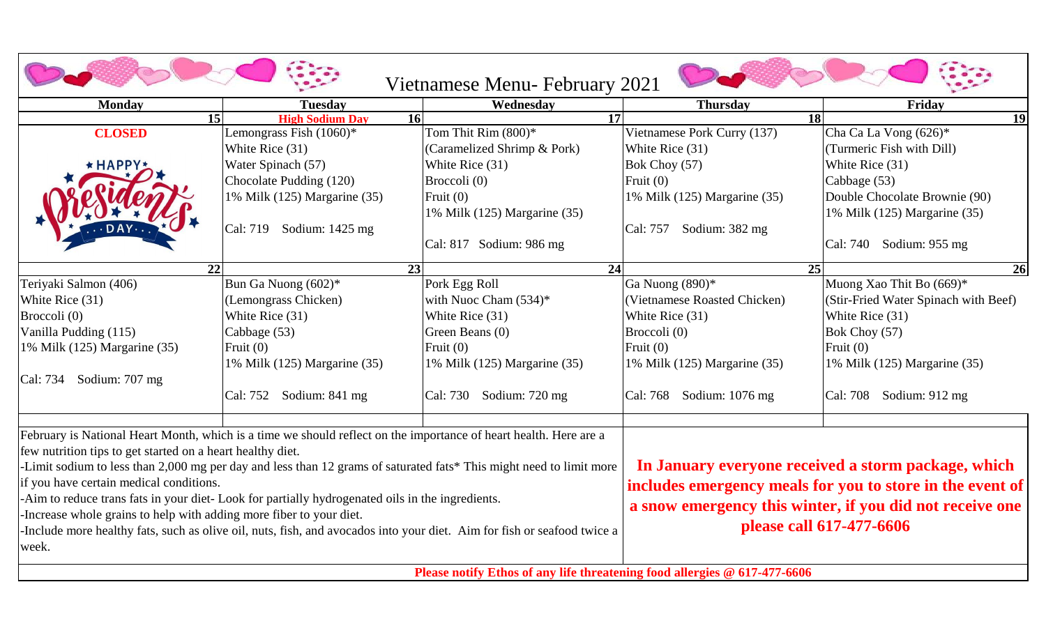# Vietnamese Menu- February 2021

| Monday | Tuesday | Wednesday | Thursday | Friday |
|---|---|---|---|---|
| 15 | **High Sodium Day** 16 | 17 | 18 | 19 |
| **CLOSED**<br>HAPPY President's DAY | Lemongrass Fish (1060)*<br>White Rice (31)<br>Water Spinach (57)<br>Chocolate Pudding (120)<br>1% Milk (125) Margarine (35)<br><br>Cal: 719 Sodium: 1425 mg | Tom Thit Rim (800)*<br>(Caramelized Shrimp & Pork)<br>White Rice (31)<br>Broccoli (0)<br>Fruit (0)<br>1% Milk (125) Margarine (35)<br><br>Cal: 817 Sodium: 986 mg | Vietnamese Pork Curry (137)<br>White Rice (31)<br>Bok Choy (57)<br>Fruit (0)<br>1% Milk (125) Margarine (35)<br><br>Cal: 757 Sodium: 382 mg | Cha Ca La Vong (626)*<br>(Turmeric Fish with Dill)<br>White Rice (31)<br>Cabbage (53)<br>Double Chocolate Brownie (90)<br>1% Milk (125) Margarine (35)<br><br>Cal: 740 Sodium: 955 mg |
| 22 | 23 | 24 | 25 | 26 |
| Teriyaki Salmon (406)<br>White Rice (31)<br>Broccoli (0)<br>Vanilla Pudding (115)<br>1% Milk (125) Margarine (35)<br><br>Cal: 734 Sodium: 707 mg | Bun Ga Nuong (602)*<br>(Lemongrass Chicken)<br>White Rice (31)<br>Cabbage (53)<br>Fruit (0)<br>1% Milk (125) Margarine (35)<br><br>Cal: 752 Sodium: 841 mg | Pork Egg Roll<br>with Nuoc Cham (534)*<br>White Rice (31)<br>Green Beans (0)<br>Fruit (0)<br>1% Milk (125) Margarine (35)<br><br>Cal: 730 Sodium: 720 mg | Ga Nuong (890)*<br>(Vietnamese Roasted Chicken)<br>White Rice (31)<br>Broccoli (0)<br>Fruit (0)<br>1% Milk (125) Margarine (35)<br><br>Cal: 768 Sodium: 1076 mg | Muong Xao Thit Bo (669)*<br>(Stir-Fried Water Spinach with Beef)<br>White Rice (31)<br>Bok Choy (57)<br>Fruit (0)<br>1% Milk (125) Margarine (35)<br><br>Cal: 708 Sodium: 912 mg |

February is National Heart Month, which is a time we should reflect on the importance of heart health. Here are a few nutrition tips to get started on a heart healthy diet.

-Limit sodium to less than 2,000 mg per day and less than 12 grams of saturated fats* This might need to limit more if you have certain medical conditions.

-Aim to reduce trans fats in your diet- Look for partially hydrogenated oils in the ingredients.

-Increase whole grains to help with adding more fiber to your diet.

-Include more healthy fats, such as olive oil, nuts, fish, and avocados into your diet. Aim for fish or seafood twice a week.

**In January everyone received a storm package, which includes emergency meals for you to store in the event of a snow emergency this winter, if you did not receive one please call 617-477-6606**

**Please notify Ethos of any life threatening food allergies @ 617-477-6606**